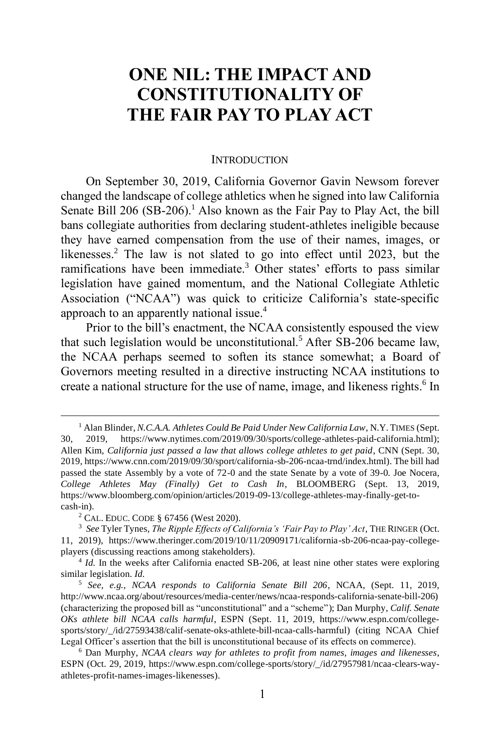# ONE NIL: THE IMPACT AND CONSTITUTIONALITY OF THE FAIR PAY TO PLAY ACT

## INTRODUCTION

On September 30, 2019, California Governor Gavin Newsom forever changed the landscape of college athletics when he signed into law California Senate Bill 206 (SB-206).[1] Also known as the Fair Pay to Play Act, the bill bans collegiate authorities from declaring student-athletes ineligible because they have earned compensation from the use of their names, images, or likenesses.[2] The law is not slated to go into effect until 2023, but the ramifications have been immediate.[3] Other states' efforts to pass similar legislation have gained momentum, and the National Collegiate Athletic Association ("NCAA") was quick to criticize California's state-specific approach to an apparently national issue.[4]

Prior to the bill's enactment, the NCAA consistently espoused the view that such legislation would be unconstitutional.[5] After SB-206 became law, the NCAA perhaps seemed to soften its stance somewhat; a Board of Governors meeting resulted in a directive instructing NCAA institutions to create a national structure for the use of name, image, and likeness rights.[6] In

---

[1] Alan Blinder, *N.C.A.A. Athletes Could Be Paid Under New California Law*, N.Y. TIMES (Sept. 30, 2019, https://www.nytimes.com/2019/09/30/sports/college-athletes-paid-california.html); Allen Kim, *California just passed a law that allows college athletes to get paid*, CNN (Sept. 30, 2019, https://www.cnn.com/2019/09/30/sport/california-sb-206-ncaa-trnd/index.html). The bill had passed the state Assembly by a vote of 72-0 and the state Senate by a vote of 39-0. Joe Nocera, *College Athletes May (Finally) Get to Cash In*, BLOOMBERG (Sept. 13, 2019, https://www.bloomberg.com/opinion/articles/2019-09-13/college-athletes-may-finally-get-to-cash-in).

[2] CAL. EDUC. CODE § 67456 (West 2020).

[3] *See* Tyler Tynes, *The Ripple Effects of California's 'Fair Pay to Play' Act*, THE RINGER (Oct. 11, 2019), https://www.theringer.com/2019/10/11/20909171/california-sb-206-ncaa-pay-college-players (discussing reactions among stakeholders).

[4] *Id.* In the weeks after California enacted SB-206, at least nine other states were exploring similar legislation. *Id.*

[5] *See, e.g.*, *NCAA responds to California Senate Bill 206*, NCAA, (Sept. 11, 2019, http://www.ncaa.org/about/resources/media-center/news/ncaa-responds-california-senate-bill-206) (characterizing the proposed bill as "unconstitutional" and a "scheme"); Dan Murphy, *Calif. Senate OKs athlete bill NCAA calls harmful*, ESPN (Sept. 11, 2019, https://www.espn.com/college-sports/story/_/id/27593438/calif-senate-oks-athlete-bill-ncaa-calls-harmful) (citing NCAA Chief Legal Officer's assertion that the bill is unconstitutional because of its effects on commerce).

[6] Dan Murphy, *NCAA clears way for athletes to profit from names, images and likenesses*, ESPN (Oct. 29, 2019, https://www.espn.com/college-sports/story/_/id/27957981/ncaa-clears-way-athletes-profit-names-images-likenesses).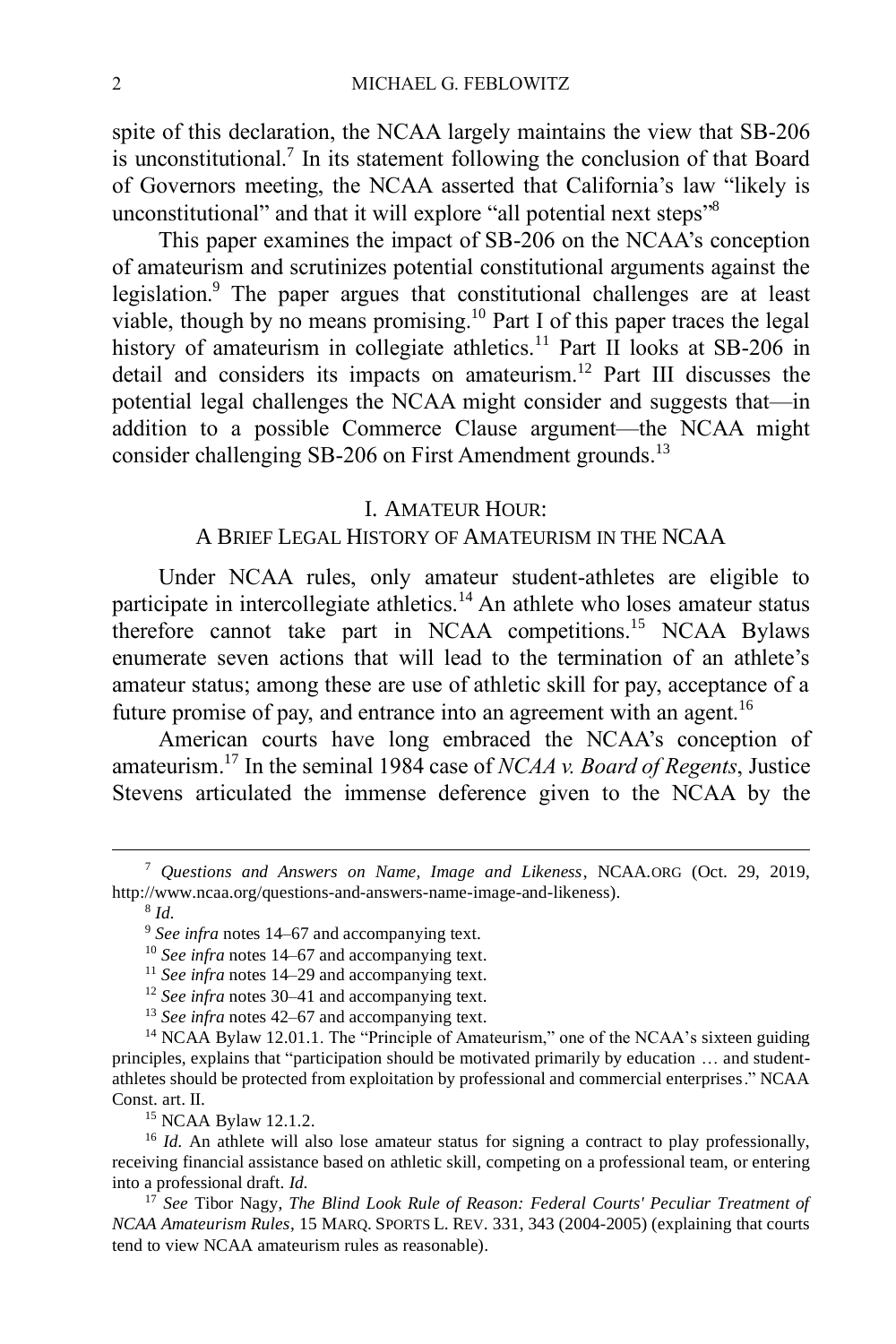spite of this declaration, the NCAA largely maintains the view that SB-206 is unconstitutional.[7] In its statement following the conclusion of that Board of Governors meeting, the NCAA asserted that California's law "likely is unconstitutional" and that it will explore "all potential next steps"[8]

This paper examines the impact of SB-206 on the NCAA's conception of amateurism and scrutinizes potential constitutional arguments against the legislation.[9] The paper argues that constitutional challenges are at least viable, though by no means promising.[10] Part I of this paper traces the legal history of amateurism in collegiate athletics.[11] Part II looks at SB-206 in detail and considers its impacts on amateurism.[12] Part III discusses the potential legal challenges the NCAA might consider and suggests that—in addition to a possible Commerce Clause argument—the NCAA might consider challenging SB-206 on First Amendment grounds.[13]

## I. Amateur Hour: A Brief Legal History of Amateurism in the NCAA

Under NCAA rules, only amateur student-athletes are eligible to participate in intercollegiate athletics.[14] An athlete who loses amateur status therefore cannot take part in NCAA competitions.[15] NCAA Bylaws enumerate seven actions that will lead to the termination of an athlete's amateur status; among these are use of athletic skill for pay, acceptance of a future promise of pay, and entrance into an agreement with an agent.[16]

American courts have long embraced the NCAA's conception of amateurism.[17] In the seminal 1984 case of *NCAA v. Board of Regents*, Justice Stevens articulated the immense deference given to the NCAA by the

---

[7] *Questions and Answers on Name, Image and Likeness*, NCAA.ORG (Oct. 29, 2019, http://www.ncaa.org/questions-and-answers-name-image-and-likeness).

[8] *Id.*

[9] *See infra* notes 14–67 and accompanying text.

[10] *See infra* notes 14–67 and accompanying text.

[11] *See infra* notes 14–29 and accompanying text.

[12] *See infra* notes 30–41 and accompanying text.

[13] *See infra* notes 42–67 and accompanying text.

[14] NCAA Bylaw 12.01.1. The "Principle of Amateurism," one of the NCAA's sixteen guiding principles, explains that "participation should be motivated primarily by education … and student-athletes should be protected from exploitation by professional and commercial enterprises." NCAA Const. art. II.

[15] NCAA Bylaw 12.1.2.

[16] *Id.* An athlete will also lose amateur status for signing a contract to play professionally, receiving financial assistance based on athletic skill, competing on a professional team, or entering into a professional draft. *Id.*

[17] *See* Tibor Nagy, *The Blind Look Rule of Reason: Federal Courts' Peculiar Treatment of NCAA Amateurism Rules*, 15 MARQ. SPORTS L. REV. 331, 343 (2004-2005) (explaining that courts tend to view NCAA amateurism rules as reasonable).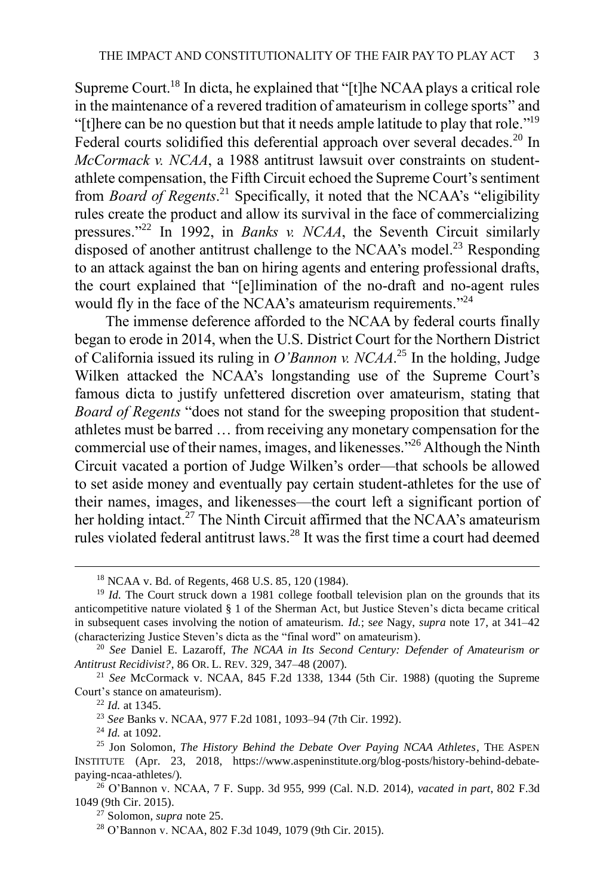Supreme Court.[18] In dicta, he explained that "[t]he NCAA plays a critical role in the maintenance of a revered tradition of amateurism in college sports" and "[t]here can be no question but that it needs ample latitude to play that role."[19] Federal courts solidified this deferential approach over several decades.[20] In *McCormack v. NCAA*, a 1988 antitrust lawsuit over constraints on student-athlete compensation, the Fifth Circuit echoed the Supreme Court's sentiment from *Board of Regents*.[21] Specifically, it noted that the NCAA's "eligibility rules create the product and allow its survival in the face of commercializing pressures."[22] In 1992, in *Banks v. NCAA*, the Seventh Circuit similarly disposed of another antitrust challenge to the NCAA's model.[23] Responding to an attack against the ban on hiring agents and entering professional drafts, the court explained that "[e]limination of the no-draft and no-agent rules would fly in the face of the NCAA's amateurism requirements."[24]

The immense deference afforded to the NCAA by federal courts finally began to erode in 2014, when the U.S. District Court for the Northern District of California issued its ruling in *O'Bannon v. NCAA*.[25] In the holding, Judge Wilken attacked the NCAA's longstanding use of the Supreme Court's famous dicta to justify unfettered discretion over amateurism, stating that *Board of Regents* "does not stand for the sweeping proposition that student-athletes must be barred … from receiving any monetary compensation for the commercial use of their names, images, and likenesses."[26] Although the Ninth Circuit vacated a portion of Judge Wilken's order—that schools be allowed to set aside money and eventually pay certain student-athletes for the use of their names, images, and likenesses—the court left a significant portion of her holding intact.[27] The Ninth Circuit affirmed that the NCAA's amateurism rules violated federal antitrust laws.[28] It was the first time a court had deemed

---

[18] NCAA v. Bd. of Regents, 468 U.S. 85, 120 (1984).

[19] *Id.* The Court struck down a 1981 college football television plan on the grounds that its anticompetitive nature violated § 1 of the Sherman Act, but Justice Steven's dicta became critical in subsequent cases involving the notion of amateurism. *Id.*; *see* Nagy, *supra* note 17, at 341–42 (characterizing Justice Steven's dicta as the "final word" on amateurism).

[20] *See* Daniel E. Lazaroff, *The NCAA in Its Second Century: Defender of Amateurism or Antitrust Recidivist?*, 86 OR. L. REV. 329, 347–48 (2007).

[21] *See* McCormack v. NCAA, 845 F.2d 1338, 1344 (5th Cir. 1988) (quoting the Supreme Court's stance on amateurism).

[22] *Id.* at 1345.

[23] *See* Banks v. NCAA, 977 F.2d 1081, 1093–94 (7th Cir. 1992).

[24] *Id.* at 1092.

[25] Jon Solomon, *The History Behind the Debate Over Paying NCAA Athletes*, THE ASPEN INSTITUTE (Apr. 23, 2018, https://www.aspeninstitute.org/blog-posts/history-behind-debate-paying-ncaa-athletes/).

[26] O'Bannon v. NCAA, 7 F. Supp. 3d 955, 999 (Cal. N.D. 2014), *vacated in part*, 802 F.3d 1049 (9th Cir. 2015).

[27] Solomon, *supra* note 25.

[28] O'Bannon v. NCAA, 802 F.3d 1049, 1079 (9th Cir. 2015).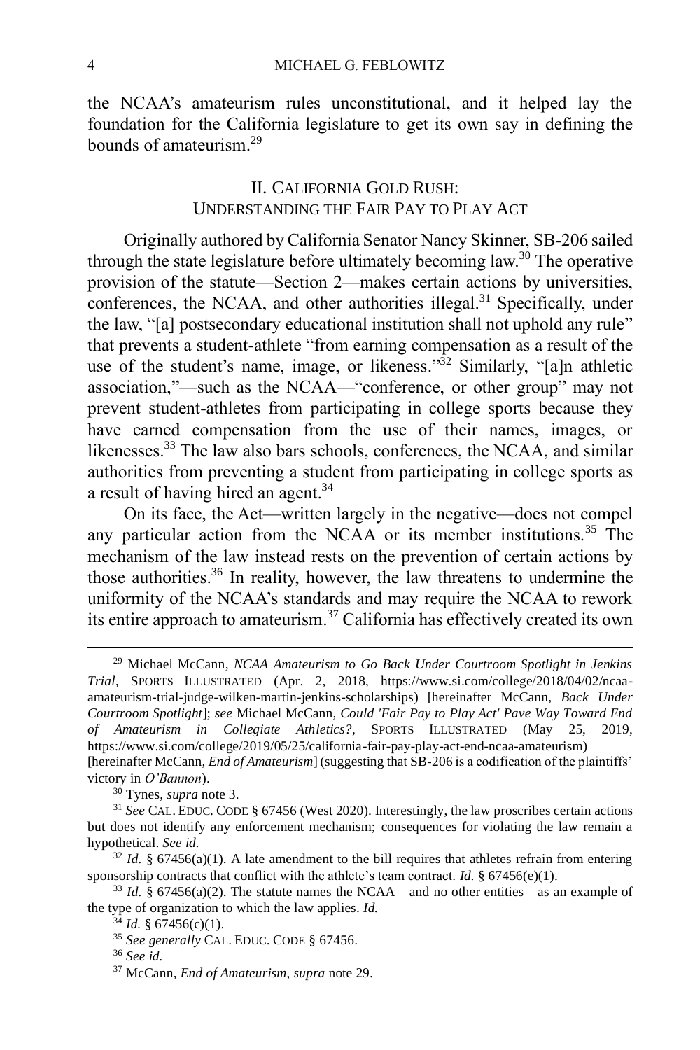the NCAA's amateurism rules unconstitutional, and it helped lay the foundation for the California legislature to get its own say in defining the bounds of amateurism.[29]

## II. California Gold Rush: Understanding the Fair Pay to Play Act

Originally authored by California Senator Nancy Skinner, SB-206 sailed through the state legislature before ultimately becoming law.[30] The operative provision of the statute—Section 2—makes certain actions by universities, conferences, the NCAA, and other authorities illegal.[31] Specifically, under the law, "[a] postsecondary educational institution shall not uphold any rule" that prevents a student-athlete "from earning compensation as a result of the use of the student's name, image, or likeness."[32] Similarly, "[a]n athletic association,"—such as the NCAA—"conference, or other group" may not prevent student-athletes from participating in college sports because they have earned compensation from the use of their names, images, or likenesses.[33] The law also bars schools, conferences, the NCAA, and similar authorities from preventing a student from participating in college sports as a result of having hired an agent.[34]

On its face, the Act—written largely in the negative—does not compel any particular action from the NCAA or its member institutions.[35] The mechanism of the law instead rests on the prevention of certain actions by those authorities.[36] In reality, however, the law threatens to undermine the uniformity of the NCAA's standards and may require the NCAA to rework its entire approach to amateurism.[37] California has effectively created its own

---

[29] Michael McCann, *NCAA Amateurism to Go Back Under Courtroom Spotlight in Jenkins Trial*, SPORTS ILLUSTRATED (Apr. 2, 2018, https://www.si.com/college/2018/04/02/ncaa-amateurism-trial-judge-wilken-martin-jenkins-scholarships) [hereinafter McCann, *Back Under Courtroom Spotlight*]; *see* Michael McCann, *Could 'Fair Pay to Play Act' Pave Way Toward End of Amateurism in Collegiate Athletics?*, SPORTS ILLUSTRATED (May 25, 2019, https://www.si.com/college/2019/05/25/california-fair-pay-play-act-end-ncaa-amateurism) [hereinafter McCann, *End of Amateurism*] (suggesting that SB-206 is a codification of the plaintiffs' victory in *O'Bannon*).

[30] Tynes, *supra* note 3.

[31] *See* CAL. EDUC. CODE § 67456 (West 2020). Interestingly, the law proscribes certain actions but does not identify any enforcement mechanism; consequences for violating the law remain a hypothetical. *See id.*

[32] *Id.* § 67456(a)(1). A late amendment to the bill requires that athletes refrain from entering sponsorship contracts that conflict with the athlete's team contract. *Id.* § 67456(e)(1).

[33] *Id.* § 67456(a)(2). The statute names the NCAA—and no other entities—as an example of the type of organization to which the law applies. *Id.*

[34] *Id.* § 67456(c)(1).

[35] *See generally* CAL. EDUC. CODE § 67456.

[36] *See id.*

[37] McCann, *End of Amateurism*, *supra* note 29.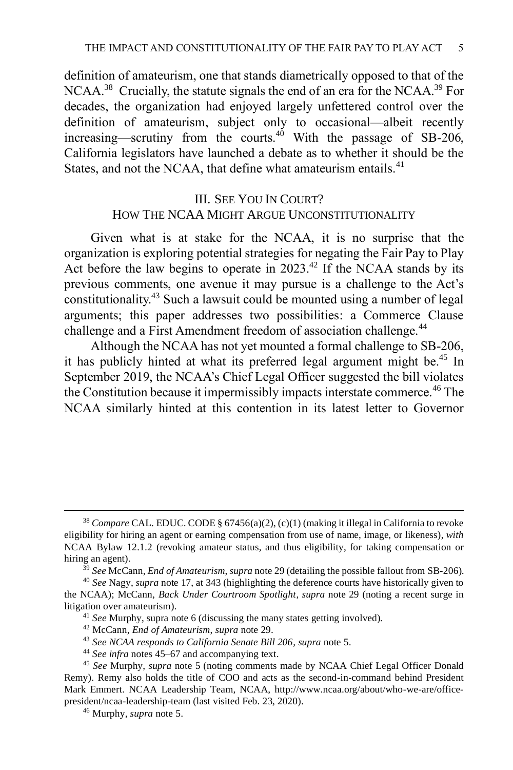definition of amateurism, one that stands diametrically opposed to that of the NCAA.[38] Crucially, the statute signals the end of an era for the NCAA.[39] For decades, the organization had enjoyed largely unfettered control over the definition of amateurism, subject only to occasional—albeit recently increasing—scrutiny from the courts.[40] With the passage of SB-206, California legislators have launched a debate as to whether it should be the States, and not the NCAA, that define what amateurism entails.[41]

## III. See You In Court? How The NCAA Might Argue Unconstitutionality

Given what is at stake for the NCAA, it is no surprise that the organization is exploring potential strategies for negating the Fair Pay to Play Act before the law begins to operate in 2023.[42] If the NCAA stands by its previous comments, one avenue it may pursue is a challenge to the Act's constitutionality.[43] Such a lawsuit could be mounted using a number of legal arguments; this paper addresses two possibilities: a Commerce Clause challenge and a First Amendment freedom of association challenge.[44]

Although the NCAA has not yet mounted a formal challenge to SB-206, it has publicly hinted at what its preferred legal argument might be.[45] In September 2019, the NCAA's Chief Legal Officer suggested the bill violates the Constitution because it impermissibly impacts interstate commerce.[46] The NCAA similarly hinted at this contention in its latest letter to Governor

---

[38] *Compare* CAL. EDUC. CODE § 67456(a)(2), (c)(1) (making it illegal in California to revoke eligibility for hiring an agent or earning compensation from use of name, image, or likeness), *with* NCAA Bylaw 12.1.2 (revoking amateur status, and thus eligibility, for taking compensation or hiring an agent).

[39] *See* McCann, *End of Amateurism, supra* note 29 (detailing the possible fallout from SB-206).

[40] *See* Nagy, *supra* note 17, at 343 (highlighting the deference courts have historically given to the NCAA); McCann, *Back Under Courtroom Spotlight*, *supra* note 29 (noting a recent surge in litigation over amateurism).

[41] *See* Murphy, supra note 6 (discussing the many states getting involved).

[42] McCann, *End of Amateurism*, *supra* note 29.

[43] *See NCAA responds to California Senate Bill 206*, *supra* note 5.

[44] *See infra* notes 45–67 and accompanying text.

[45] *See* Murphy, *supra* note 5 (noting comments made by NCAA Chief Legal Officer Donald Remy). Remy also holds the title of COO and acts as the second-in-command behind President Mark Emmert. NCAA Leadership Team, NCAA, http://www.ncaa.org/about/who-we-are/office-president/ncaa-leadership-team (last visited Feb. 23, 2020).

[46] Murphy, *supra* note 5.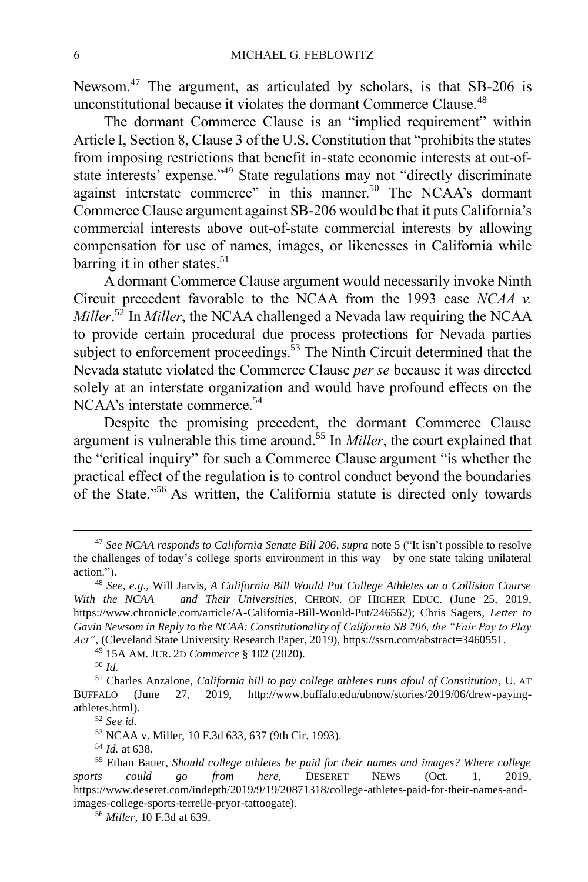Newsom.[47] The argument, as articulated by scholars, is that SB-206 is unconstitutional because it violates the dormant Commerce Clause.[48]

The dormant Commerce Clause is an "implied requirement" within Article I, Section 8, Clause 3 of the U.S. Constitution that "prohibits the states from imposing restrictions that benefit in-state economic interests at out-of-state interests' expense."[49] State regulations may not "directly discriminate against interstate commerce" in this manner.[50] The NCAA's dormant Commerce Clause argument against SB-206 would be that it puts California's commercial interests above out-of-state commercial interests by allowing compensation for use of names, images, or likenesses in California while barring it in other states.[51]

A dormant Commerce Clause argument would necessarily invoke Ninth Circuit precedent favorable to the NCAA from the 1993 case *NCAA v. Miller*.[52] In *Miller*, the NCAA challenged a Nevada law requiring the NCAA to provide certain procedural due process protections for Nevada parties subject to enforcement proceedings.[53] The Ninth Circuit determined that the Nevada statute violated the Commerce Clause *per se* because it was directed solely at an interstate organization and would have profound effects on the NCAA's interstate commerce.[54]

Despite the promising precedent, the dormant Commerce Clause argument is vulnerable this time around.[55] In *Miller*, the court explained that the "critical inquiry" for such a Commerce Clause argument "is whether the practical effect of the regulation is to control conduct beyond the boundaries of the State."[56] As written, the California statute is directed only towards

---

[47] *See NCAA responds to California Senate Bill 206*, *supra* note 5 ("It isn't possible to resolve the challenges of today's college sports environment in this way—by one state taking unilateral action.").

[48] *See, e.g.*, Will Jarvis, *A California Bill Would Put College Athletes on a Collision Course With the NCAA — and Their Universities*, CHRON. OF HIGHER EDUC. (June 25, 2019, https://www.chronicle.com/article/A-California-Bill-Would-Put/246562); Chris Sagers, *Letter to Gavin Newsom in Reply to the NCAA: Constitutionality of California SB 206, the "Fair Pay to Play Act"*, (Cleveland State University Research Paper, 2019), https://ssrn.com/abstract=3460551.

[49] 15A AM. JUR. 2D *Commerce* § 102 (2020).

[50] *Id.*

[51] Charles Anzalone, *California bill to pay college athletes runs afoul of Constitution*, U. AT BUFFALO (June 27, 2019, http://www.buffalo.edu/ubnow/stories/2019/06/drew-paying-athletes.html).

[52] *See id.*

[53] NCAA v. Miller, 10 F.3d 633, 637 (9th Cir. 1993).

[54] *Id.* at 638.

[55] Ethan Bauer, *Should college athletes be paid for their names and images? Where college sports could go from here*, DESERET NEWS (Oct. 1, 2019, https://www.deseret.com/indepth/2019/9/19/20871318/college-athletes-paid-for-their-names-and-images-college-sports-terrelle-pryor-tattoogate).

[56] *Miller*, 10 F.3d at 639.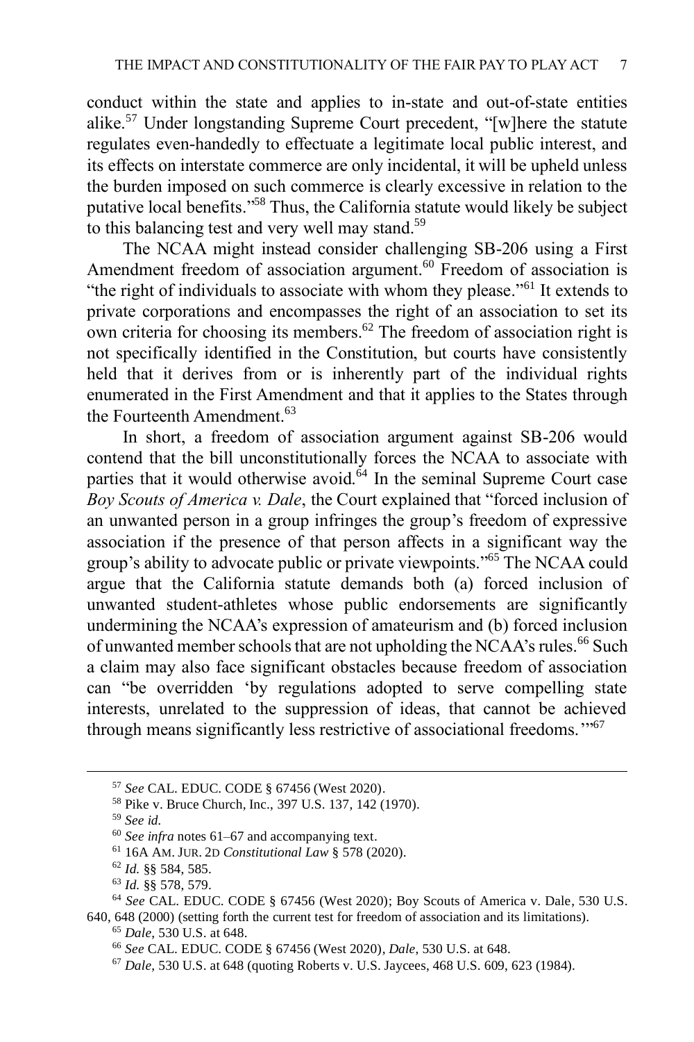conduct within the state and applies to in-state and out-of-state entities alike.[57] Under longstanding Supreme Court precedent, "[w]here the statute regulates even-handedly to effectuate a legitimate local public interest, and its effects on interstate commerce are only incidental, it will be upheld unless the burden imposed on such commerce is clearly excessive in relation to the putative local benefits."[58] Thus, the California statute would likely be subject to this balancing test and very well may stand.[59]

The NCAA might instead consider challenging SB-206 using a First Amendment freedom of association argument.[60] Freedom of association is "the right of individuals to associate with whom they please."[61] It extends to private corporations and encompasses the right of an association to set its own criteria for choosing its members.[62] The freedom of association right is not specifically identified in the Constitution, but courts have consistently held that it derives from or is inherently part of the individual rights enumerated in the First Amendment and that it applies to the States through the Fourteenth Amendment.[63]

In short, a freedom of association argument against SB-206 would contend that the bill unconstitutionally forces the NCAA to associate with parties that it would otherwise avoid.[64] In the seminal Supreme Court case *Boy Scouts of America v. Dale*, the Court explained that "forced inclusion of an unwanted person in a group infringes the group's freedom of expressive association if the presence of that person affects in a significant way the group's ability to advocate public or private viewpoints."[65] The NCAA could argue that the California statute demands both (a) forced inclusion of unwanted student-athletes whose public endorsements are significantly undermining the NCAA's expression of amateurism and (b) forced inclusion of unwanted member schools that are not upholding the NCAA's rules.[66] Such a claim may also face significant obstacles because freedom of association can "be overridden 'by regulations adopted to serve compelling state interests, unrelated to the suppression of ideas, that cannot be achieved through means significantly less restrictive of associational freedoms.'"[67]

---

[57] *See* CAL. EDUC. CODE § 67456 (West 2020).

[58] Pike v. Bruce Church, Inc., 397 U.S. 137, 142 (1970).

[59] *See id.*

[60] *See infra* notes 61–67 and accompanying text.

[61] 16A AM. JUR. 2D *Constitutional Law* § 578 (2020).

[62] *Id.* §§ 584, 585.

[63] *Id.* §§ 578, 579.

[64] *See* CAL. EDUC. CODE § 67456 (West 2020); Boy Scouts of America v. Dale, 530 U.S. 640, 648 (2000) (setting forth the current test for freedom of association and its limitations).

[65] *Dale*, 530 U.S. at 648.

[66] *See* CAL. EDUC. CODE § 67456 (West 2020), *Dale*, 530 U.S. at 648.

[67] *Dale*, 530 U.S. at 648 (quoting Roberts v. U.S. Jaycees, 468 U.S. 609, 623 (1984).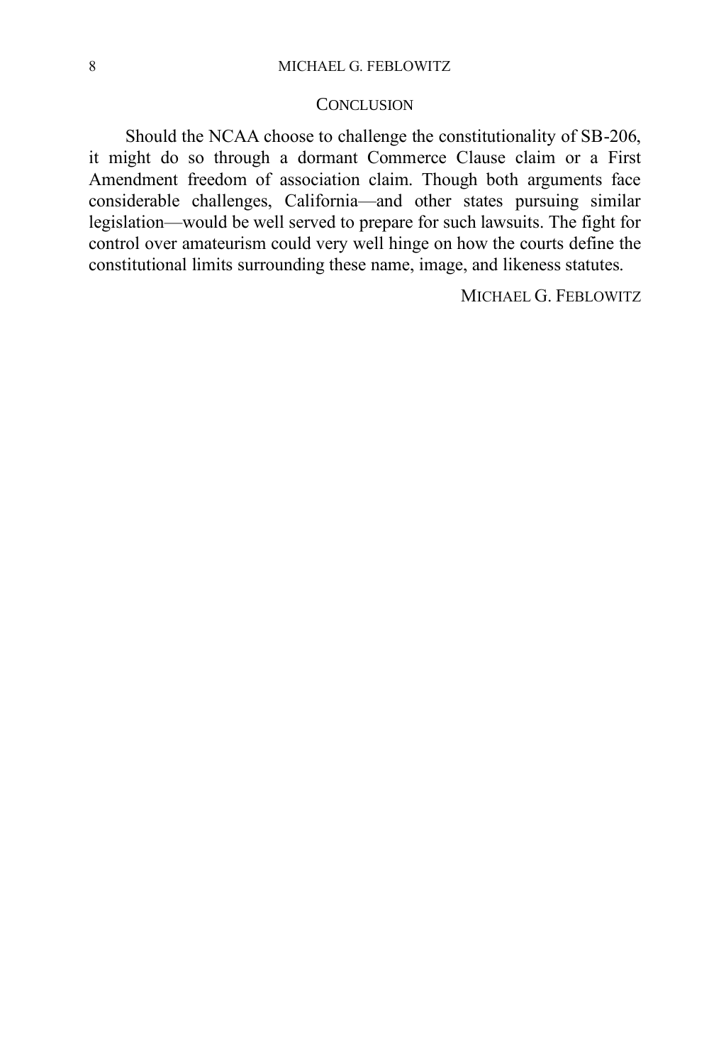## CONCLUSION

Should the NCAA choose to challenge the constitutionality of SB-206, it might do so through a dormant Commerce Clause claim or a First Amendment freedom of association claim. Though both arguments face considerable challenges, California—and other states pursuing similar legislation—would be well served to prepare for such lawsuits. The fight for control over amateurism could very well hinge on how the courts define the constitutional limits surrounding these name, image, and likeness statutes.

MICHAEL G. FEBLOWITZ